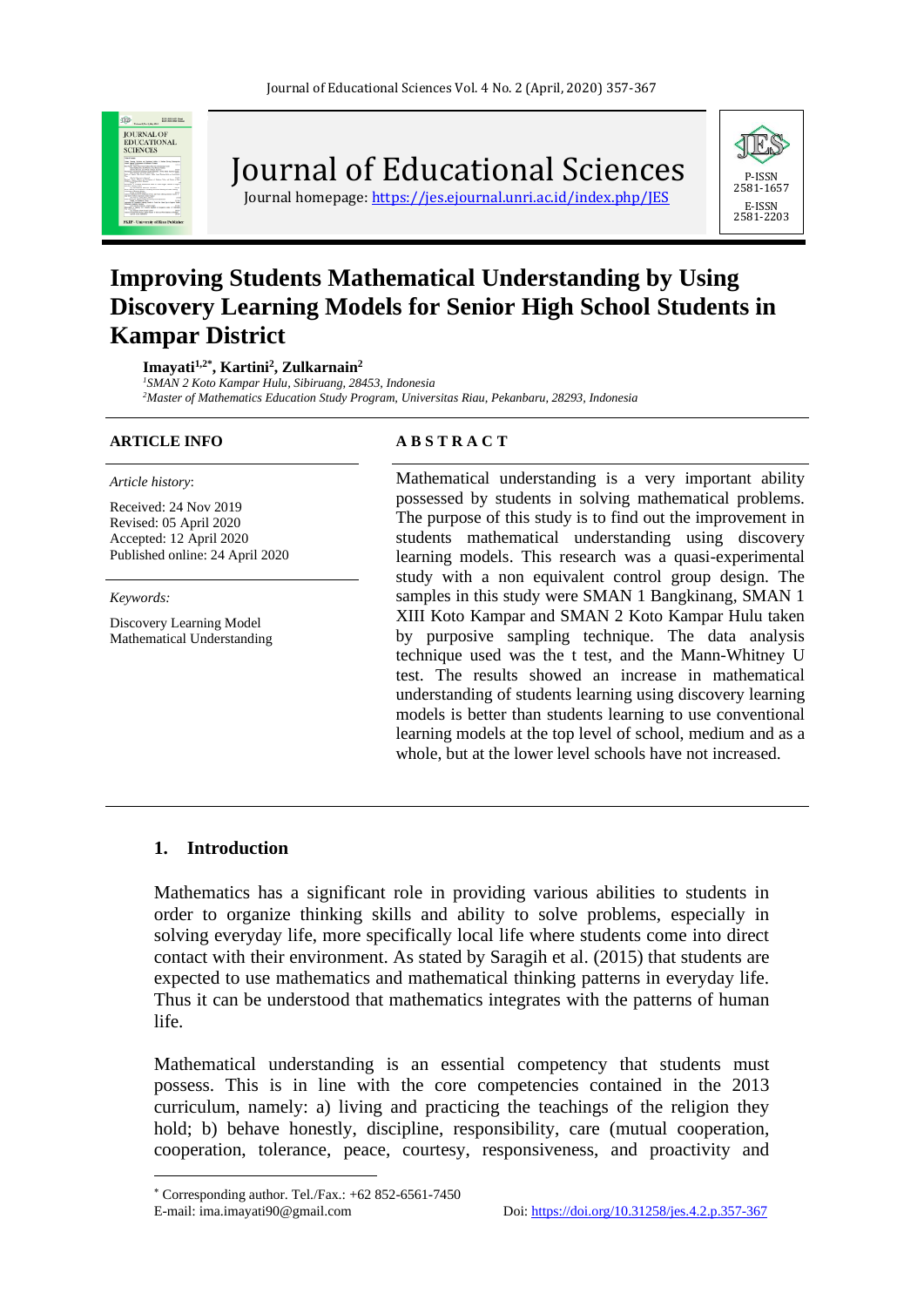# Improving Students Mathematical Understanding by Using Discovery Learning Models for Senior High School Students in Kampar District

**Imayati[1,2*], Kartini[2], Zulkarnain[2]**

[1]*SMAN 2 Koto Kampar Hulu, Sibiruang, 28453, Indonesia*
[2]*Master of Mathematics Education Study Program, Universitas Riau, Pekanbaru, 28293, Indonesia*

**ARTICLE INFO**

*Article history*:

Received: 24 Nov 2019
Revised: 05 April 2020
Accepted: 12 April 2020
Published online: 24 April 2020

*Keywords:*

Discovery Learning Model
Mathematical Understanding

**ABSTRACT**

Mathematical understanding is a very important ability possessed by students in solving mathematical problems. The purpose of this study is to find out the improvement in students mathematical understanding using discovery learning models. This research was a quasi-experimental study with a non equivalent control group design. The samples in this study were SMAN 1 Bangkinang, SMAN 1 XIII Koto Kampar and SMAN 2 Koto Kampar Hulu taken by purposive sampling technique. The data analysis technique used was the t test, and the Mann-Whitney U test. The results showed an increase in mathematical understanding of students learning using discovery learning models is better than students learning to use conventional learning models at the top level of school, medium and as a whole, but at the lower level schools have not increased.

## 1. Introduction

Mathematics has a significant role in providing various abilities to students in order to organize thinking skills and ability to solve problems, especially in solving everyday life, more specifically local life where students come into direct contact with their environment. As stated by Saragih et al. (2015) that students are expected to use mathematics and mathematical thinking patterns in everyday life. Thus it can be understood that mathematics integrates with the patterns of human life.

Mathematical understanding is an essential competency that students must possess. This is in line with the core competencies contained in the 2013 curriculum, namely: a) living and practicing the teachings of the religion they hold; b) behave honestly, discipline, responsibility, care (mutual cooperation, cooperation, tolerance, peace, courtesy, responsiveness, and proactivity and

---

[*] Corresponding author. Tel./Fax.: +62 852-6561-7450
E-mail: ima.imayati90@gmail.com

Doi: https://doi.org/10.31258/jes.4.2.p.357-367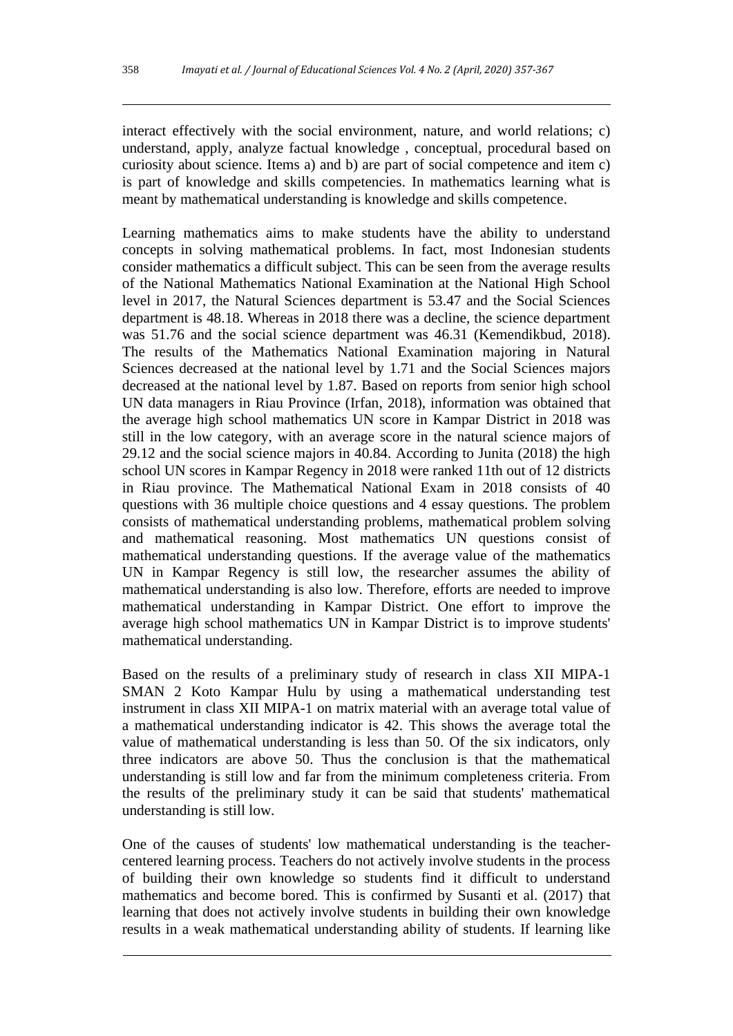interact effectively with the social environment, nature, and world relations; c) understand, apply, analyze factual knowledge , conceptual, procedural based on curiosity about science. Items a) and b) are part of social competence and item c) is part of knowledge and skills competencies. In mathematics learning what is meant by mathematical understanding is knowledge and skills competence.

Learning mathematics aims to make students have the ability to understand concepts in solving mathematical problems. In fact, most Indonesian students consider mathematics a difficult subject. This can be seen from the average results of the National Mathematics National Examination at the National High School level in 2017, the Natural Sciences department is 53.47 and the Social Sciences department is 48.18. Whereas in 2018 there was a decline, the science department was 51.76 and the social science department was 46.31 (Kemendikbud, 2018). The results of the Mathematics National Examination majoring in Natural Sciences decreased at the national level by 1.71 and the Social Sciences majors decreased at the national level by 1.87. Based on reports from senior high school UN data managers in Riau Province (Irfan, 2018), information was obtained that the average high school mathematics UN score in Kampar District in 2018 was still in the low category, with an average score in the natural science majors of 29.12 and the social science majors in 40.84. According to Junita (2018) the high school UN scores in Kampar Regency in 2018 were ranked 11th out of 12 districts in Riau province. The Mathematical National Exam in 2018 consists of 40 questions with 36 multiple choice questions and 4 essay questions. The problem consists of mathematical understanding problems, mathematical problem solving and mathematical reasoning. Most mathematics UN questions consist of mathematical understanding questions. If the average value of the mathematics UN in Kampar Regency is still low, the researcher assumes the ability of mathematical understanding is also low. Therefore, efforts are needed to improve mathematical understanding in Kampar District. One effort to improve the average high school mathematics UN in Kampar District is to improve students' mathematical understanding.

Based on the results of a preliminary study of research in class XII MIPA-1 SMAN 2 Koto Kampar Hulu by using a mathematical understanding test instrument in class XII MIPA-1 on matrix material with an average total value of a mathematical understanding indicator is 42. This shows the average total the value of mathematical understanding is less than 50. Of the six indicators, only three indicators are above 50. Thus the conclusion is that the mathematical understanding is still low and far from the minimum completeness criteria. From the results of the preliminary study it can be said that students' mathematical understanding is still low.

One of the causes of students' low mathematical understanding is the teacher-centered learning process. Teachers do not actively involve students in the process of building their own knowledge so students find it difficult to understand mathematics and become bored. This is confirmed by Susanti et al. (2017) that learning that does not actively involve students in building their own knowledge results in a weak mathematical understanding ability of students. If learning like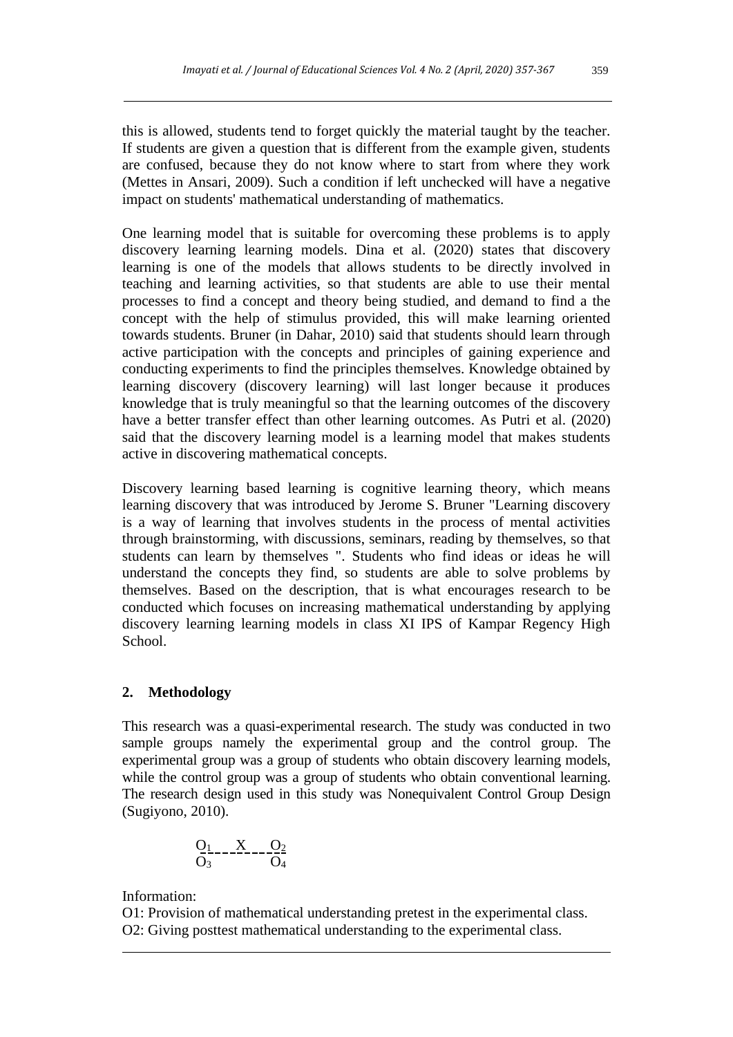this is allowed, students tend to forget quickly the material taught by the teacher. If students are given a question that is different from the example given, students are confused, because they do not know where to start from where they work (Mettes in Ansari, 2009). Such a condition if left unchecked will have a negative impact on students' mathematical understanding of mathematics.

One learning model that is suitable for overcoming these problems is to apply discovery learning learning models. Dina et al. (2020) states that discovery learning is one of the models that allows students to be directly involved in teaching and learning activities, so that students are able to use their mental processes to find a concept and theory being studied, and demand to find a the concept with the help of stimulus provided, this will make learning oriented towards students. Bruner (in Dahar, 2010) said that students should learn through active participation with the concepts and principles of gaining experience and conducting experiments to find the principles themselves. Knowledge obtained by learning discovery (discovery learning) will last longer because it produces knowledge that is truly meaningful so that the learning outcomes of the discovery have a better transfer effect than other learning outcomes. As Putri et al. (2020) said that the discovery learning model is a learning model that makes students active in discovering mathematical concepts.

Discovery learning based learning is cognitive learning theory, which means learning discovery that was introduced by Jerome S. Bruner "Learning discovery is a way of learning that involves students in the process of mental activities through brainstorming, with discussions, seminars, reading by themselves, so that students can learn by themselves ". Students who find ideas or ideas he will understand the concepts they find, so students are able to solve problems by themselves. Based on the description, that is what encourages research to be conducted which focuses on increasing mathematical understanding by applying discovery learning learning models in class XI IPS of Kampar Regency High School.

## 2. Methodology

This research was a quasi-experimental research. The study was conducted in two sample groups namely the experimental group and the control group. The experimental group was a group of students who obtain discovery learning models, while the control group was a group of students who obtain conventional learning. The research design used in this study was Nonequivalent Control Group Design (Sugiyono, 2010).

$$\begin{array}{ccc} O_1 & X & O_2 \\ \hdashline O_3 & & O_4 \end{array}$$

Information:

O1: Provision of mathematical understanding pretest in the experimental class.
O2: Giving posttest mathematical understanding to the experimental class.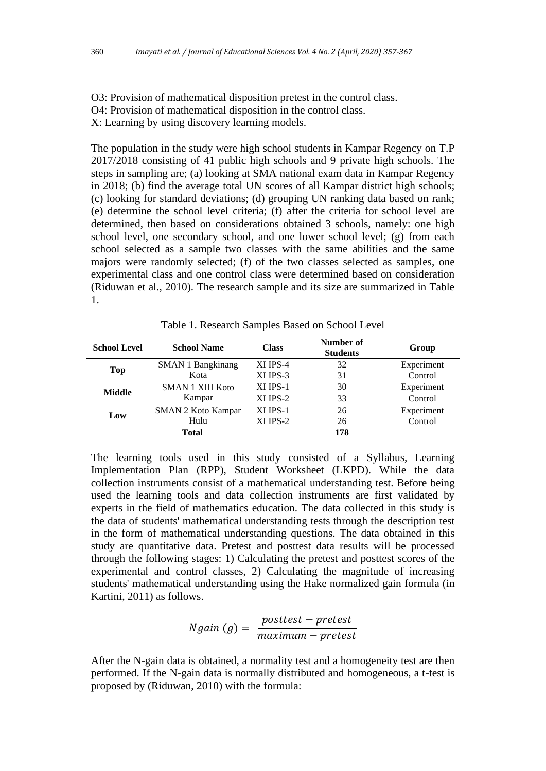O3: Provision of mathematical disposition pretest in the control class.
O4: Provision of mathematical disposition in the control class.
X: Learning by using discovery learning models.

The population in the study were high school students in Kampar Regency on T.P 2017/2018 consisting of 41 public high schools and 9 private high schools. The steps in sampling are; (a) looking at SMA national exam data in Kampar Regency in 2018; (b) find the average total UN scores of all Kampar district high schools; (c) looking for standard deviations; (d) grouping UN ranking data based on rank; (e) determine the school level criteria; (f) after the criteria for school level are determined, then based on considerations obtained 3 schools, namely: one high school level, one secondary school, and one lower school level; (g) from each school selected as a sample two classes with the same abilities and the same majors were randomly selected; (f) of the two classes selected as samples, one experimental class and one control class were determined based on consideration (Riduwan et al., 2010). The research sample and its size are summarized in Table 1.

Table 1. Research Samples Based on School Level

| School Level | School Name | Class | Number of Students | Group |
|---|---|---|---|---|
| Top | SMAN 1 Bangkinang Kota | XI IPS-4 | 32 | Experiment |
| | | XI IPS-3 | 31 | Control |
| Middle | SMAN 1 XIII Koto Kampar | XI IPS-1 | 30 | Experiment |
| | | XI IPS-2 | 33 | Control |
| Low | SMAN 2 Koto Kampar Hulu | XI IPS-1 | 26 | Experiment |
| | | XI IPS-2 | 26 | Control |
| | **Total** | | **178** | |

The learning tools used in this study consisted of a Syllabus, Learning Implementation Plan (RPP), Student Worksheet (LKPD). While the data collection instruments consist of a mathematical understanding test. Before being used the learning tools and data collection instruments are first validated by experts in the field of mathematics education. The data collected in this study is the data of students' mathematical understanding tests through the description test in the form of mathematical understanding questions. The data obtained in this study are quantitative data. Pretest and posttest data results will be processed through the following stages: 1) Calculating the pretest and posttest scores of the experimental and control classes, 2) Calculating the magnitude of increasing students' mathematical understanding using the Hake normalized gain formula (in Kartini, 2011) as follows.

$$Ngain\ (g) = \frac{posttest - pretest}{maximum - pretest}$$

After the N-gain data is obtained, a normality test and a homogeneity test are then performed. If the N-gain data is normally distributed and homogeneous, a t-test is proposed by (Riduwan, 2010) with the formula: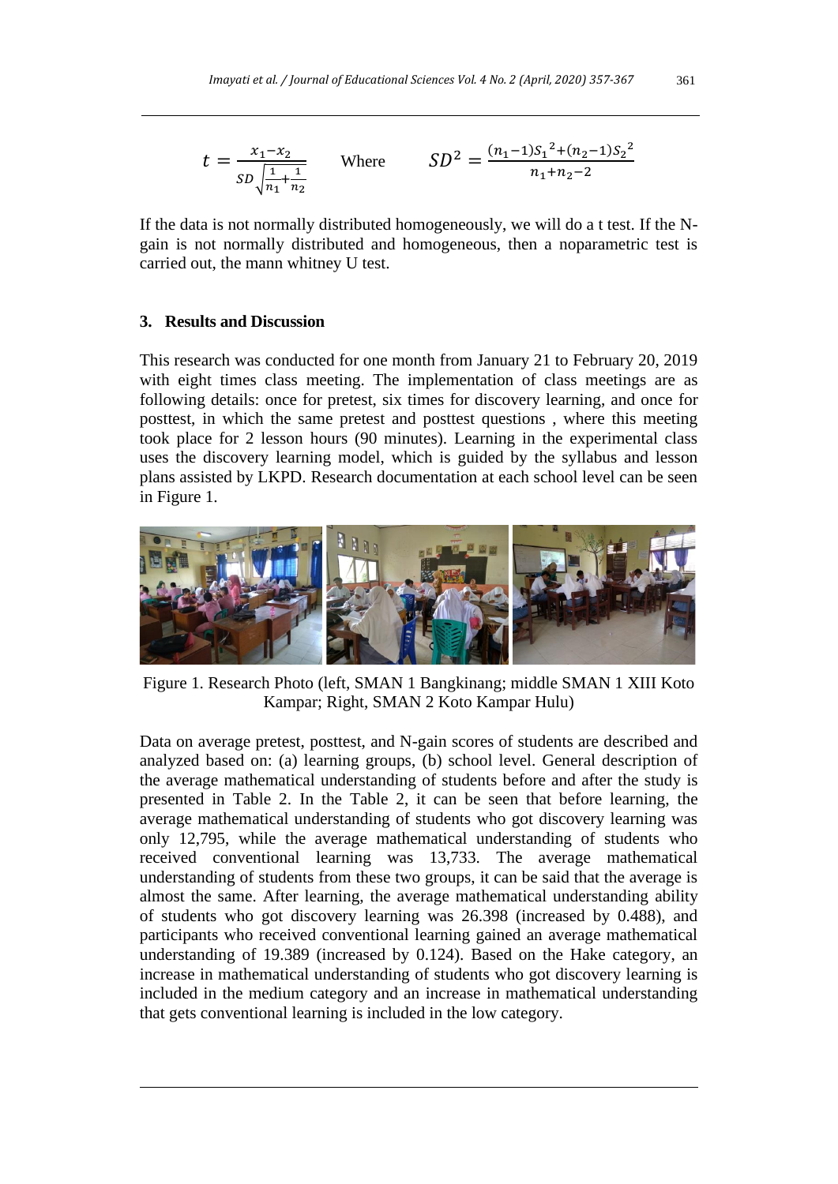$$t = \frac{x_1 - x_2}{SD\sqrt{\frac{1}{n_1}+\frac{1}{n_2}}} \qquad \text{Where} \qquad SD^2 = \frac{(n_1-1)S_1{}^2+(n_2-1)S_2{}^2}{n_1+n_2-2}$$

If the data is not normally distributed homogeneously, we will do a t test. If the N-gain is not normally distributed and homogeneous, then a noparametric test is carried out, the mann whitney U test.

## 3. Results and Discussion

This research was conducted for one month from January 21 to February 20, 2019 with eight times class meeting. The implementation of class meetings are as following details: once for pretest, six times for discovery learning, and once for posttest, in which the same pretest and posttest questions , where this meeting took place for 2 lesson hours (90 minutes). Learning in the experimental class uses the discovery learning model, which is guided by the syllabus and lesson plans assisted by LKPD. Research documentation at each school level can be seen in Figure 1.

Figure 1. Research Photo (left, SMAN 1 Bangkinang; middle SMAN 1 XIII Koto Kampar; Right, SMAN 2 Koto Kampar Hulu)

Data on average pretest, posttest, and N-gain scores of students are described and analyzed based on: (a) learning groups, (b) school level. General description of the average mathematical understanding of students before and after the study is presented in Table 2. In the Table 2, it can be seen that before learning, the average mathematical understanding of students who got discovery learning was only 12,795, while the average mathematical understanding of students who received conventional learning was 13,733. The average mathematical understanding of students from these two groups, it can be said that the average is almost the same. After learning, the average mathematical understanding ability of students who got discovery learning was 26.398 (increased by 0.488), and participants who received conventional learning gained an average mathematical understanding of 19.389 (increased by 0.124). Based on the Hake category, an increase in mathematical understanding of students who got discovery learning is included in the medium category and an increase in mathematical understanding that gets conventional learning is included in the low category.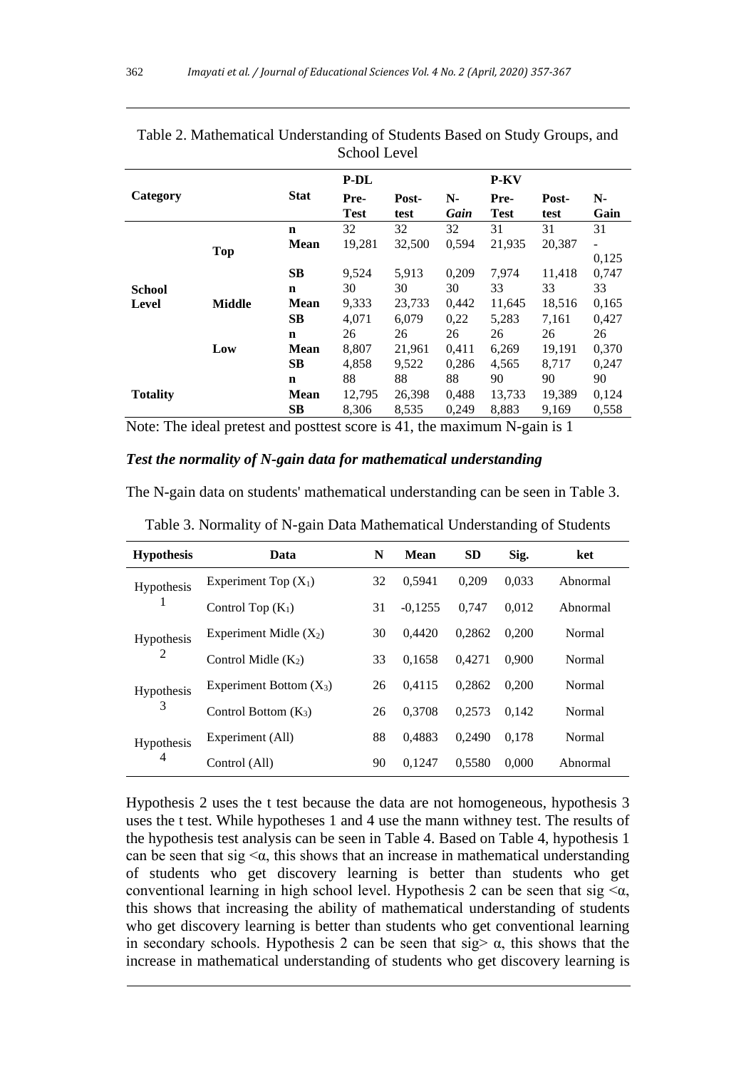Table 2. Mathematical Understanding of Students Based on Study Groups, and School Level

| Category | | Stat | P-DL | | | P-KV | | |
|---|---|---|---|---|---|---|---|---|
| | | | Pre-Test | Post-test | N-*Gain* | Pre-Test | Post-test | N-Gain |
| School Level | Top | n | 32 | 32 | 32 | 31 | 31 | 31 |
| | | Mean | 19,281 | 32,500 | 0,594 | 21,935 | 20,387 | -0,125 |
| | | SB | 9,524 | 5,913 | 0,209 | 7,974 | 11,418 | 0,747 |
| | Middle | n | 30 | 30 | 30 | 33 | 33 | 33 |
| | | Mean | 9,333 | 23,733 | 0,442 | 11,645 | 18,516 | 0,165 |
| | | SB | 4,071 | 6,079 | 0,22 | 5,283 | 7,161 | 0,427 |
| | Low | n | 26 | 26 | 26 | 26 | 26 | 26 |
| | | Mean | 8,807 | 21,961 | 0,411 | 6,269 | 19,191 | 0,370 |
| | | SB | 4,858 | 9,522 | 0,286 | 4,565 | 8,717 | 0,247 |
| Totality | | n | 88 | 88 | 88 | 90 | 90 | 90 |
| | | Mean | 12,795 | 26,398 | 0,488 | 13,733 | 19,389 | 0,124 |
| | | SB | 8,306 | 8,535 | 0,249 | 8,883 | 9,169 | 0,558 |

Note: The ideal pretest and posttest score is 41, the maximum N-gain is 1

### *Test the normality of N-gain data for mathematical understanding*

The N-gain data on students' mathematical understanding can be seen in Table 3.

Table 3. Normality of N-gain Data Mathematical Understanding of Students

| Hypothesis | Data | N | Mean | SD | Sig. | ket |
|---|---|---|---|---|---|---|
| Hypothesis 1 | Experiment Top ($X_1$) | 32 | 0,5941 | 0,209 | 0,033 | Abnormal |
| | Control Top ($K_1$) | 31 | -0,1255 | 0,747 | 0,012 | Abnormal |
| Hypothesis 2 | Experiment Midle ($X_2$) | 30 | 0,4420 | 0,2862 | 0,200 | Normal |
| | Control Midle ($K_2$) | 33 | 0,1658 | 0,4271 | 0,900 | Normal |
| Hypothesis 3 | Experiment Bottom ($X_3$) | 26 | 0,4115 | 0,2862 | 0,200 | Normal |
| | Control Bottom ($K_3$) | 26 | 0,3708 | 0,2573 | 0,142 | Normal |
| Hypothesis 4 | Experiment (All) | 88 | 0,4883 | 0,2490 | 0,178 | Normal |
| | Control (All) | 90 | 0,1247 | 0,5580 | 0,000 | Abnormal |

Hypothesis 2 uses the t test because the data are not homogeneous, hypothesis 3 uses the t test. While hypotheses 1 and 4 use the mann withney test. The results of the hypothesis test analysis can be seen in Table 4. Based on Table 4, hypothesis 1 can be seen that sig $<\alpha$, this shows that an increase in mathematical understanding of students who get discovery learning is better than students who get conventional learning in high school level. Hypothesis 2 can be seen that sig $<\alpha$, this shows that increasing the ability of mathematical understanding of students who get discovery learning is better than students who get conventional learning in secondary schools. Hypothesis 2 can be seen that sig$>$ $\alpha$, this shows that the increase in mathematical understanding of students who get discovery learning is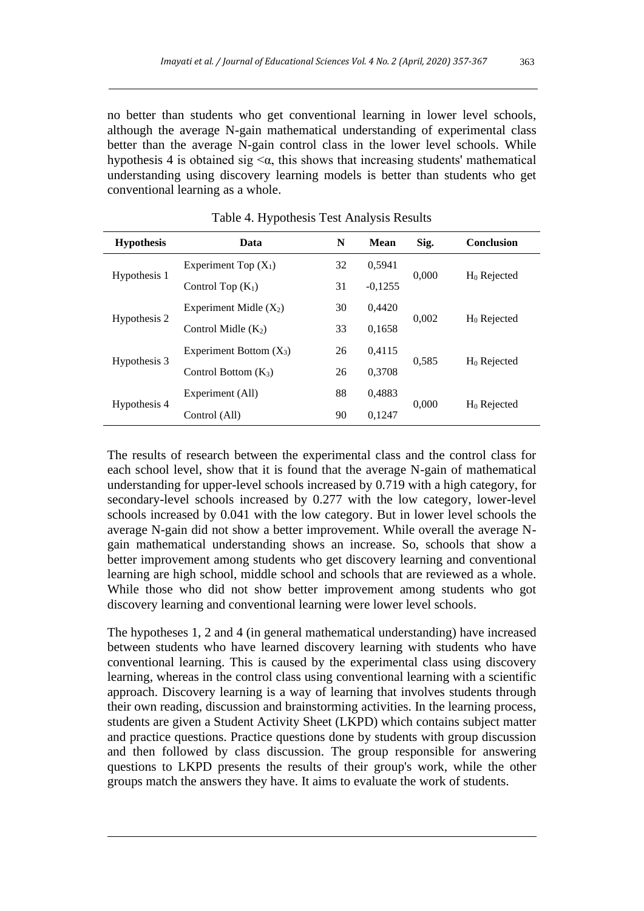no better than students who get conventional learning in lower level schools, although the average N-gain mathematical understanding of experimental class better than the average N-gain control class in the lower level schools. While hypothesis 4 is obtained sig $<\alpha$, this shows that increasing students' mathematical understanding using discovery learning models is better than students who get conventional learning as a whole.

Table 4. Hypothesis Test Analysis Results

| Hypothesis | Data | N | Mean | Sig. | Conclusion |
|---|---|---|---|---|---|
| Hypothesis 1 | Experiment Top ($X_1$) | 32 | 0,5941 | 0,000 | $H_0$ Rejected |
| | Control Top ($K_1$) | 31 | -0,1255 | | |
| Hypothesis 2 | Experiment Midle ($X_2$) | 30 | 0,4420 | 0,002 | $H_0$ Rejected |
| | Control Midle ($K_2$) | 33 | 0,1658 | | |
| Hypothesis 3 | Experiment Bottom ($X_3$) | 26 | 0,4115 | 0,585 | $H_0$ Rejected |
| | Control Bottom ($K_3$) | 26 | 0,3708 | | |
| Hypothesis 4 | Experiment (All) | 88 | 0,4883 | 0,000 | $H_0$ Rejected |
| | Control (All) | 90 | 0,1247 | | |

The results of research between the experimental class and the control class for each school level, show that it is found that the average N-gain of mathematical understanding for upper-level schools increased by 0.719 with a high category, for secondary-level schools increased by 0.277 with the low category, lower-level schools increased by 0.041 with the low category. But in lower level schools the average N-gain did not show a better improvement. While overall the average N-gain mathematical understanding shows an increase. So, schools that show a better improvement among students who get discovery learning and conventional learning are high school, middle school and schools that are reviewed as a whole. While those who did not show better improvement among students who got discovery learning and conventional learning were lower level schools.

The hypotheses 1, 2 and 4 (in general mathematical understanding) have increased between students who have learned discovery learning with students who have conventional learning. This is caused by the experimental class using discovery learning, whereas in the control class using conventional learning with a scientific approach. Discovery learning is a way of learning that involves students through their own reading, discussion and brainstorming activities. In the learning process, students are given a Student Activity Sheet (LKPD) which contains subject matter and practice questions. Practice questions done by students with group discussion and then followed by class discussion. The group responsible for answering questions to LKPD presents the results of their group's work, while the other groups match the answers they have. It aims to evaluate the work of students.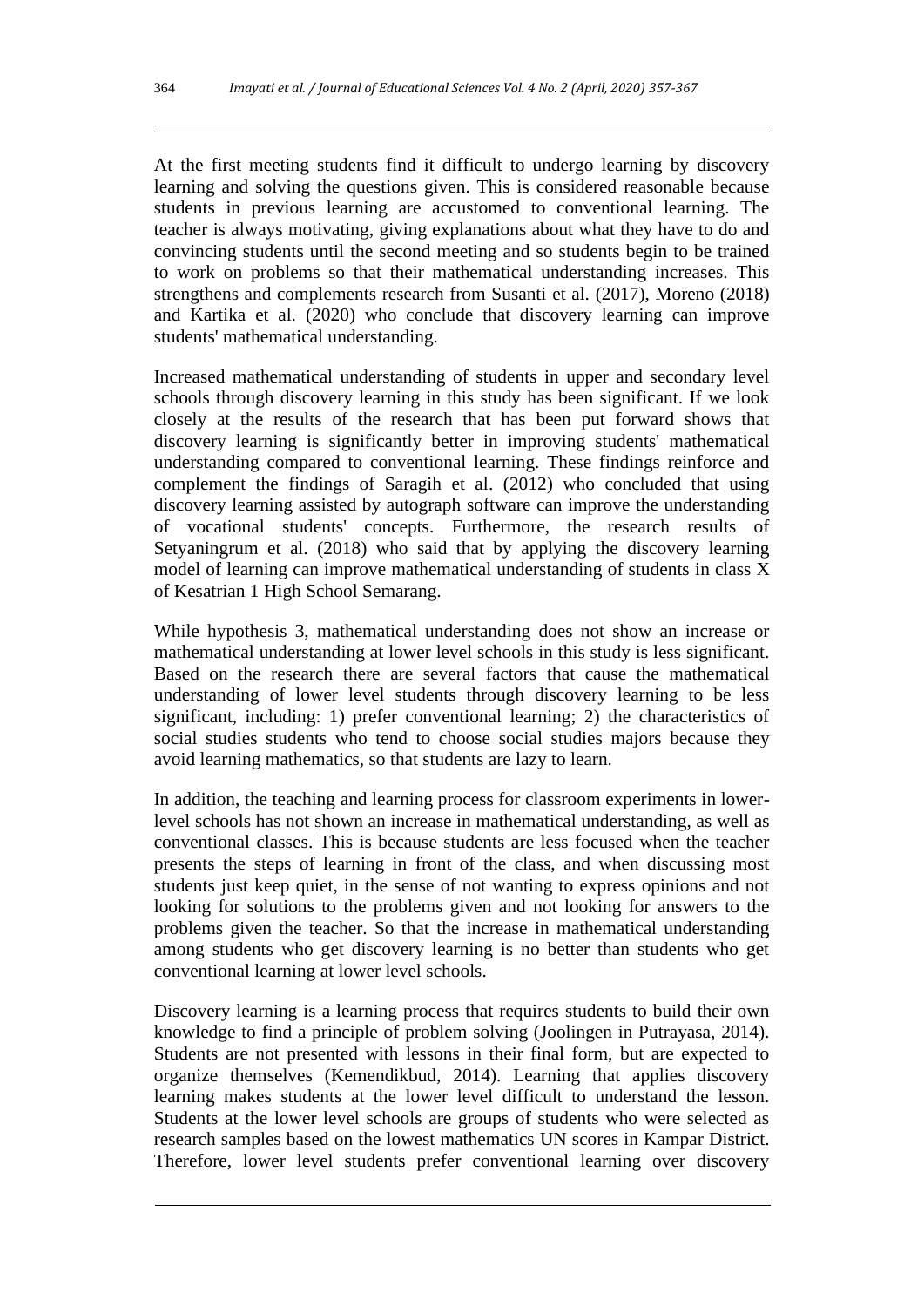At the first meeting students find it difficult to undergo learning by discovery learning and solving the questions given. This is considered reasonable because students in previous learning are accustomed to conventional learning. The teacher is always motivating, giving explanations about what they have to do and convincing students until the second meeting and so students begin to be trained to work on problems so that their mathematical understanding increases. This strengthens and complements research from Susanti et al. (2017), Moreno (2018) and Kartika et al. (2020) who conclude that discovery learning can improve students' mathematical understanding.

Increased mathematical understanding of students in upper and secondary level schools through discovery learning in this study has been significant. If we look closely at the results of the research that has been put forward shows that discovery learning is significantly better in improving students' mathematical understanding compared to conventional learning. These findings reinforce and complement the findings of Saragih et al. (2012) who concluded that using discovery learning assisted by autograph software can improve the understanding of vocational students' concepts. Furthermore, the research results of Setyaningrum et al. (2018) who said that by applying the discovery learning model of learning can improve mathematical understanding of students in class X of Kesatrian 1 High School Semarang.

While hypothesis 3, mathematical understanding does not show an increase or mathematical understanding at lower level schools in this study is less significant. Based on the research there are several factors that cause the mathematical understanding of lower level students through discovery learning to be less significant, including: 1) prefer conventional learning; 2) the characteristics of social studies students who tend to choose social studies majors because they avoid learning mathematics, so that students are lazy to learn.

In addition, the teaching and learning process for classroom experiments in lower-level schools has not shown an increase in mathematical understanding, as well as conventional classes. This is because students are less focused when the teacher presents the steps of learning in front of the class, and when discussing most students just keep quiet, in the sense of not wanting to express opinions and not looking for solutions to the problems given and not looking for answers to the problems given the teacher. So that the increase in mathematical understanding among students who get discovery learning is no better than students who get conventional learning at lower level schools.

Discovery learning is a learning process that requires students to build their own knowledge to find a principle of problem solving (Joolingen in Putrayasa, 2014). Students are not presented with lessons in their final form, but are expected to organize themselves (Kemendikbud, 2014). Learning that applies discovery learning makes students at the lower level difficult to understand the lesson. Students at the lower level schools are groups of students who were selected as research samples based on the lowest mathematics UN scores in Kampar District. Therefore, lower level students prefer conventional learning over discovery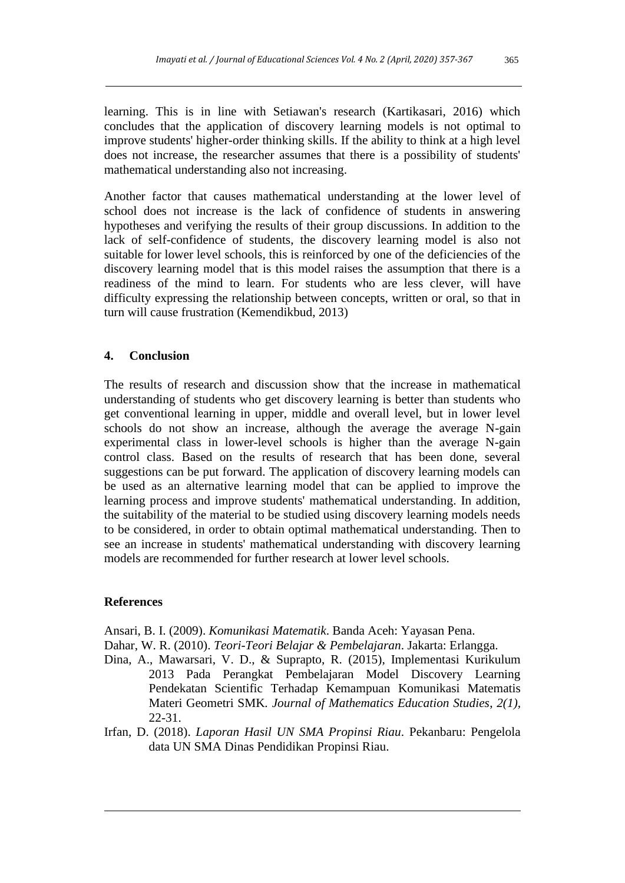learning. This is in line with Setiawan's research (Kartikasari, 2016) which concludes that the application of discovery learning models is not optimal to improve students' higher-order thinking skills. If the ability to think at a high level does not increase, the researcher assumes that there is a possibility of students' mathematical understanding also not increasing.

Another factor that causes mathematical understanding at the lower level of school does not increase is the lack of confidence of students in answering hypotheses and verifying the results of their group discussions. In addition to the lack of self-confidence of students, the discovery learning model is also not suitable for lower level schools, this is reinforced by one of the deficiencies of the discovery learning model that is this model raises the assumption that there is a readiness of the mind to learn. For students who are less clever, will have difficulty expressing the relationship between concepts, written or oral, so that in turn will cause frustration (Kemendikbud, 2013)

## 4. Conclusion

The results of research and discussion show that the increase in mathematical understanding of students who get discovery learning is better than students who get conventional learning in upper, middle and overall level, but in lower level schools do not show an increase, although the average the average N-gain experimental class in lower-level schools is higher than the average N-gain control class. Based on the results of research that has been done, several suggestions can be put forward. The application of discovery learning models can be used as an alternative learning model that can be applied to improve the learning process and improve students' mathematical understanding. In addition, the suitability of the material to be studied using discovery learning models needs to be considered, in order to obtain optimal mathematical understanding. Then to see an increase in students' mathematical understanding with discovery learning models are recommended for further research at lower level schools.

## References

Ansari, B. I. (2009). *Komunikasi Matematik*. Banda Aceh: Yayasan Pena.

Dahar, W. R. (2010). *Teori-Teori Belajar & Pembelajaran*. Jakarta: Erlangga.

Dina, A., Mawarsari, V. D., & Suprapto, R. (2015), Implementasi Kurikulum 2013 Pada Perangkat Pembelajaran Model Discovery Learning Pendekatan Scientific Terhadap Kemampuan Komunikasi Matematis Materi Geometri SMK. *Journal of Mathematics Education Studies*, *2(1)*, 22-31.

Irfan, D. (2018). *Laporan Hasil UN SMA Propinsi Riau*. Pekanbaru: Pengelola data UN SMA Dinas Pendidikan Propinsi Riau.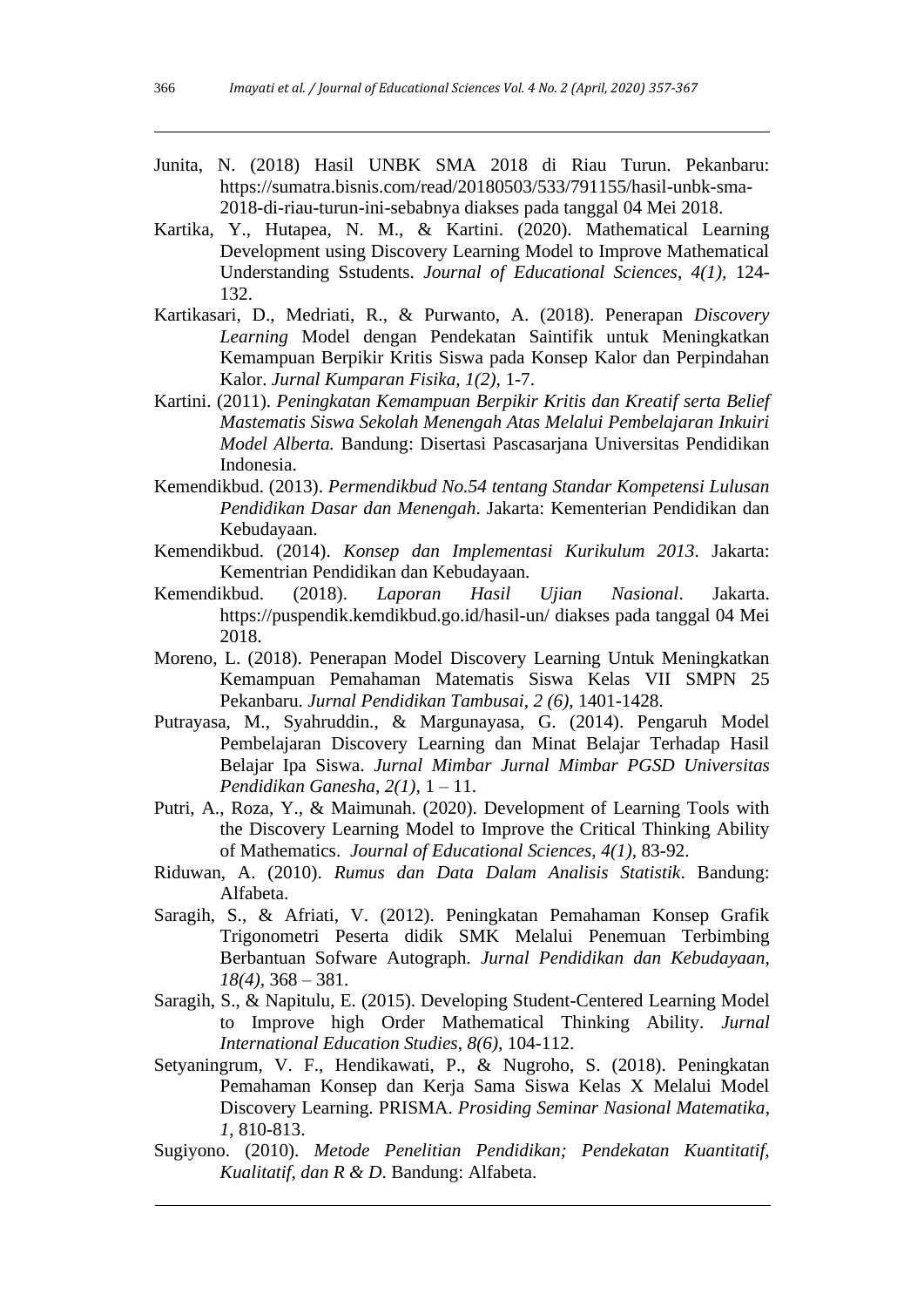Junita, N. (2018) Hasil UNBK SMA 2018 di Riau Turun. Pekanbaru: https://sumatra.bisnis.com/read/20180503/533/791155/hasil-unbk-sma-2018-di-riau-turun-ini-sebabnya diakses pada tanggal 04 Mei 2018.

Kartika, Y., Hutapea, N. M., & Kartini. (2020). Mathematical Learning Development using Discovery Learning Model to Improve Mathematical Understanding Sstudents. *Journal of Educational Sciences*, *4(1),* 124-132.

Kartikasari, D., Medriati, R., & Purwanto, A. (2018). Penerapan *Discovery Learning* Model dengan Pendekatan Saintifik untuk Meningkatkan Kemampuan Berpikir Kritis Siswa pada Konsep Kalor dan Perpindahan Kalor. *Jurnal Kumparan Fisika, 1(2),* 1-7.

Kartini. (2011). *Peningkatan Kemampuan Berpikir Kritis dan Kreatif serta Belief Mastematis Siswa Sekolah Menengah Atas Melalui Pembelajaran Inkuiri Model Alberta.* Bandung: Disertasi Pascasarjana Universitas Pendidikan Indonesia.

Kemendikbud. (2013). *Permendikbud No.54 tentang Standar Kompetensi Lulusan Pendidikan Dasar dan Menengah*. Jakarta: Kementerian Pendidikan dan Kebudayaan.

Kemendikbud. (2014). *Konsep dan Implementasi Kurikulum 2013*. Jakarta: Kementrian Pendidikan dan Kebudayaan.

Kemendikbud. (2018). *Laporan Hasil Ujian Nasional*. Jakarta. https://puspendik.kemdikbud.go.id/hasil-un/ diakses pada tanggal 04 Mei 2018.

Moreno, L. (2018). Penerapan Model Discovery Learning Untuk Meningkatkan Kemampuan Pemahaman Matematis Siswa Kelas VII SMPN 25 Pekanbaru. *Jurnal Pendidikan Tambusai*, *2 (6),* 1401-1428.

Putrayasa, M., Syahruddin., & Margunayasa, G. (2014). Pengaruh Model Pembelajaran Discovery Learning dan Minat Belajar Terhadap Hasil Belajar Ipa Siswa. *Jurnal Mimbar Jurnal Mimbar PGSD Universitas Pendidikan Ganesha, 2(1),* 1 – 11.

Putri, A., Roza, Y., & Maimunah. (2020). Development of Learning Tools with the Discovery Learning Model to Improve the Critical Thinking Ability of Mathematics. *Journal of Educational Sciences*, *4(1),* 83-92.

Riduwan, A. (2010). *Rumus dan Data Dalam Analisis Statistik*. Bandung: Alfabeta.

Saragih, S., & Afriati, V. (2012). Peningkatan Pemahaman Konsep Grafik Trigonometri Peserta didik SMK Melalui Penemuan Terbimbing Berbantuan Sofware Autograph. *Jurnal Pendidikan dan Kebudayaan, 18(4),* 368 – 381.

Saragih, S., & Napitulu, E. (2015). Developing Student-Centered Learning Model to Improve high Order Mathematical Thinking Ability. *Jurnal International Education Studies*, *8(6),* 104-112.

Setyaningrum, V. F., Hendikawati, P., & Nugroho, S. (2018). Peningkatan Pemahaman Konsep dan Kerja Sama Siswa Kelas X Melalui Model Discovery Learning. PRISMA. *Prosiding Seminar Nasional Matematika*, *1*, 810-813.

Sugiyono. (2010). *Metode Penelitian Pendidikan; Pendekatan Kuantitatif, Kualitatif, dan R & D*. Bandung: Alfabeta.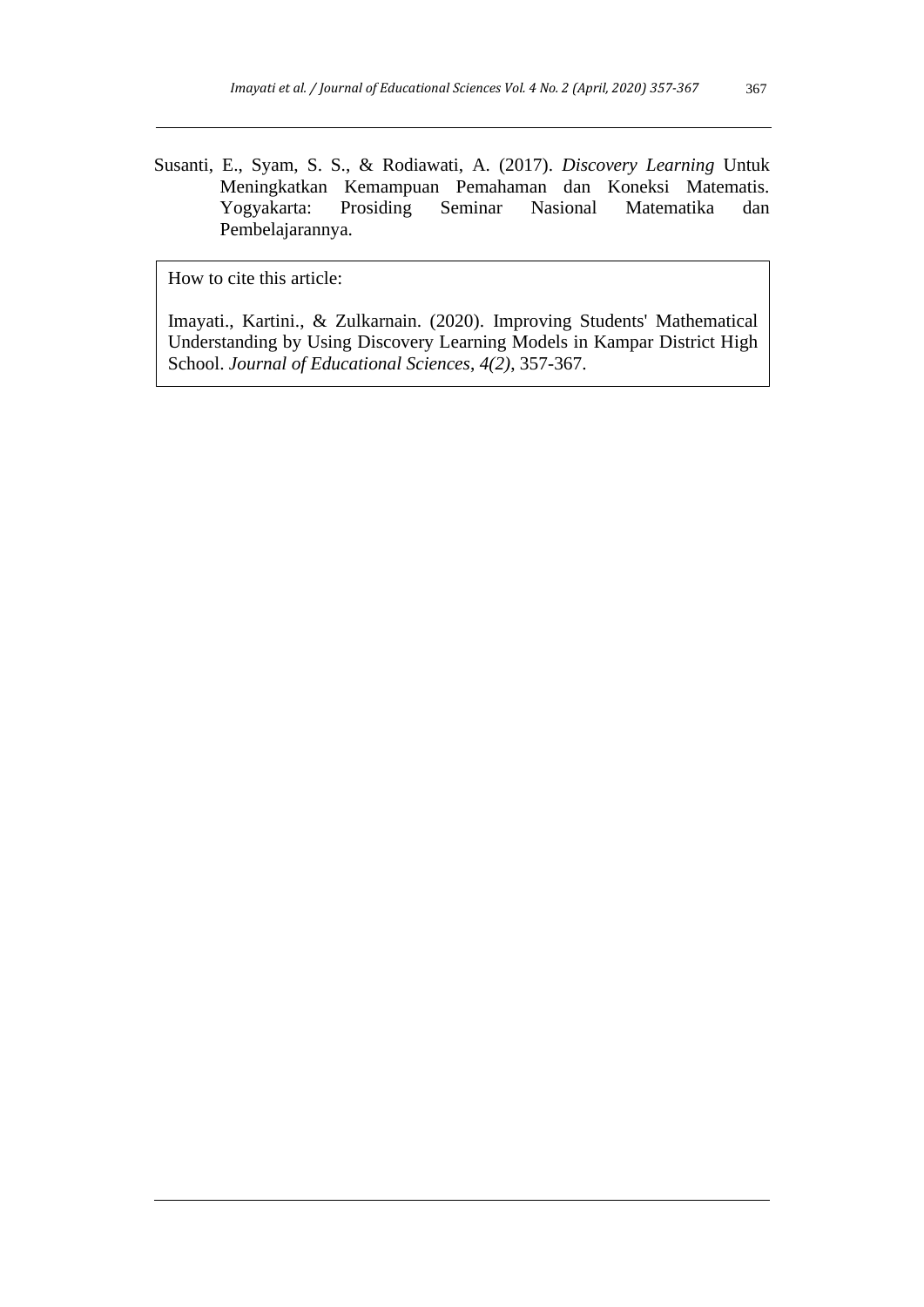Susanti, E., Syam, S. S., & Rodiawati, A. (2017). *Discovery Learning* Untuk Meningkatkan Kemampuan Pemahaman dan Koneksi Matematis. Yogyakarta: Prosiding Seminar Nasional Matematika dan Pembelajarannya.

How to cite this article:

Imayati., Kartini., & Zulkarnain. (2020). Improving Students' Mathematical Understanding by Using Discovery Learning Models in Kampar District High School. *Journal of Educational Sciences*, *4(2)*, 357-367.